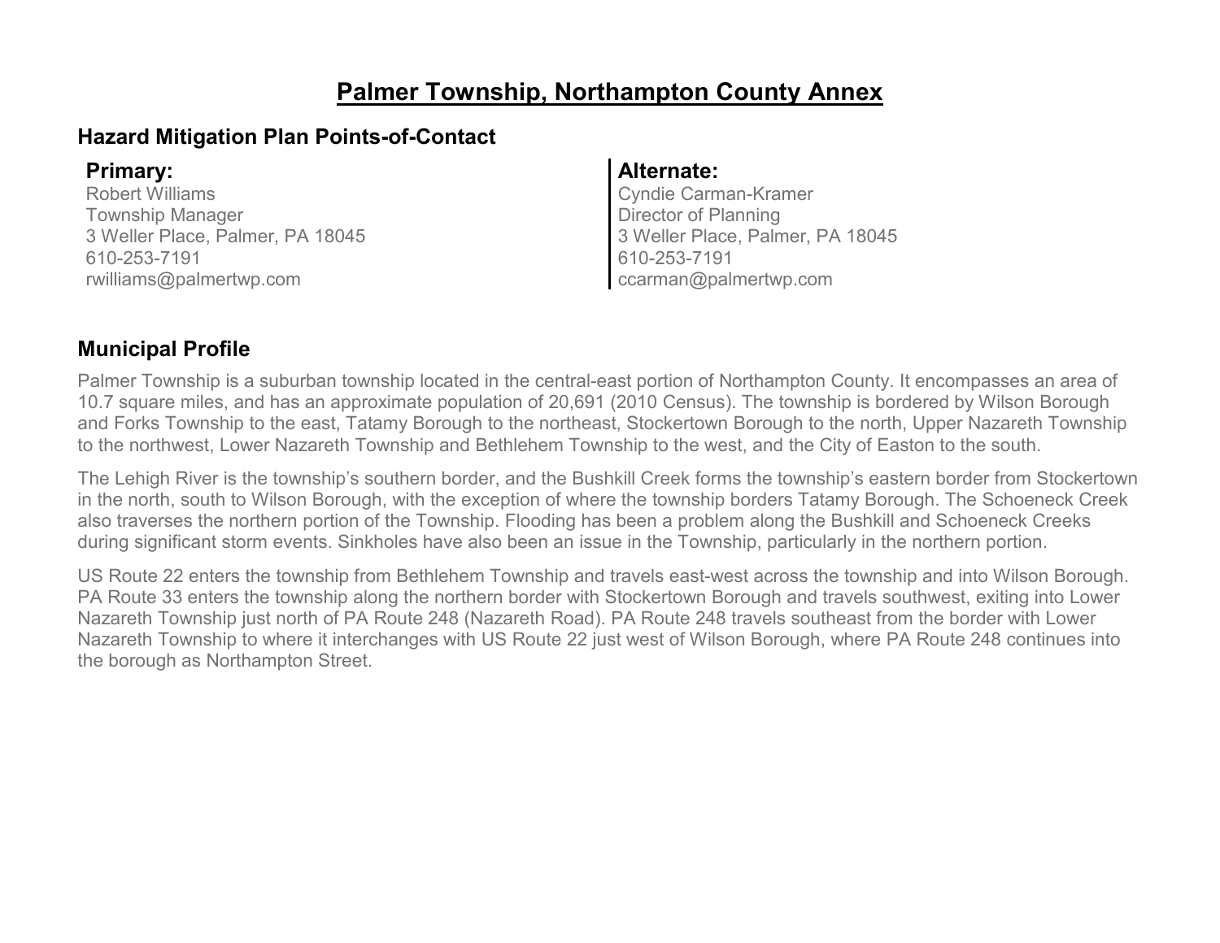# Palmer Township, Northampton County Annex

## Hazard Mitigation Plan Points-of-Contact

**Primary:**
Robert Williams
Township Manager
3 Weller Place, Palmer, PA 18045
610-253-7191
rwilliams@palmertwp.com

**Alternate:**
Cyndie Carman-Kramer
Director of Planning
3 Weller Place, Palmer, PA 18045
610-253-7191
ccarman@palmertwp.com

## Municipal Profile

Palmer Township is a suburban township located in the central-east portion of Northampton County. It encompasses an area of 10.7 square miles, and has an approximate population of 20,691 (2010 Census). The township is bordered by Wilson Borough and Forks Township to the east, Tatamy Borough to the northeast, Stockertown Borough to the north, Upper Nazareth Township to the northwest, Lower Nazareth Township and Bethlehem Township to the west, and the City of Easton to the south.

The Lehigh River is the township's southern border, and the Bushkill Creek forms the township's eastern border from Stockertown in the north, south to Wilson Borough, with the exception of where the township borders Tatamy Borough. The Schoeneck Creek also traverses the northern portion of the Township. Flooding has been a problem along the Bushkill and Schoeneck Creeks during significant storm events. Sinkholes have also been an issue in the Township, particularly in the northern portion.

US Route 22 enters the township from Bethlehem Township and travels east-west across the township and into Wilson Borough. PA Route 33 enters the township along the northern border with Stockertown Borough and travels southwest, exiting into Lower Nazareth Township just north of PA Route 248 (Nazareth Road). PA Route 248 travels southeast from the border with Lower Nazareth Township to where it interchanges with US Route 22 just west of Wilson Borough, where PA Route 248 continues into the borough as Northampton Street.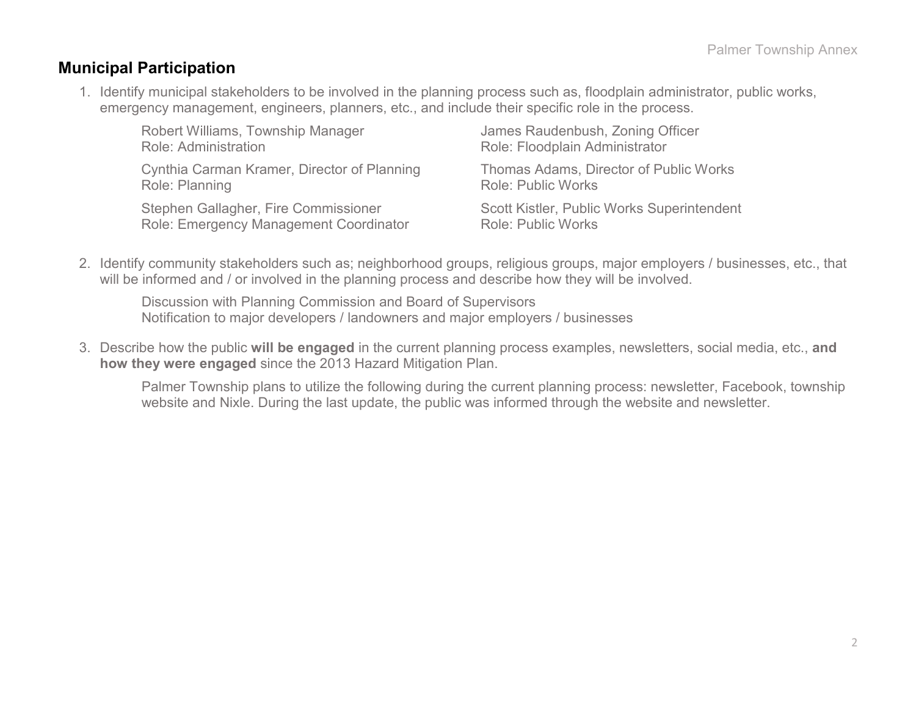## Municipal Participation

1. Identify municipal stakeholders to be involved in the planning process such as, floodplain administrator, public works, emergency management, engineers, planners, etc., and include their specific role in the process.

   Robert Williams, Township Manager
   Role: Administration

   Cynthia Carman Kramer, Director of Planning
   Role: Planning

   Stephen Gallagher, Fire Commissioner
   Role: Emergency Management Coordinator

   James Raudenbush, Zoning Officer
   Role: Floodplain Administrator

   Thomas Adams, Director of Public Works
   Role: Public Works

   Scott Kistler, Public Works Superintendent
   Role: Public Works

2. Identify community stakeholders such as; neighborhood groups, religious groups, major employers / businesses, etc., that will be informed and / or involved in the planning process and describe how they will be involved.

   Discussion with Planning Commission and Board of Supervisors
   Notification to major developers / landowners and major employers / businesses

3. Describe how the public **will be engaged** in the current planning process examples, newsletters, social media, etc., **and how they were engaged** since the 2013 Hazard Mitigation Plan.

   Palmer Township plans to utilize the following during the current planning process: newsletter, Facebook, township website and Nixle. During the last update, the public was informed through the website and newsletter.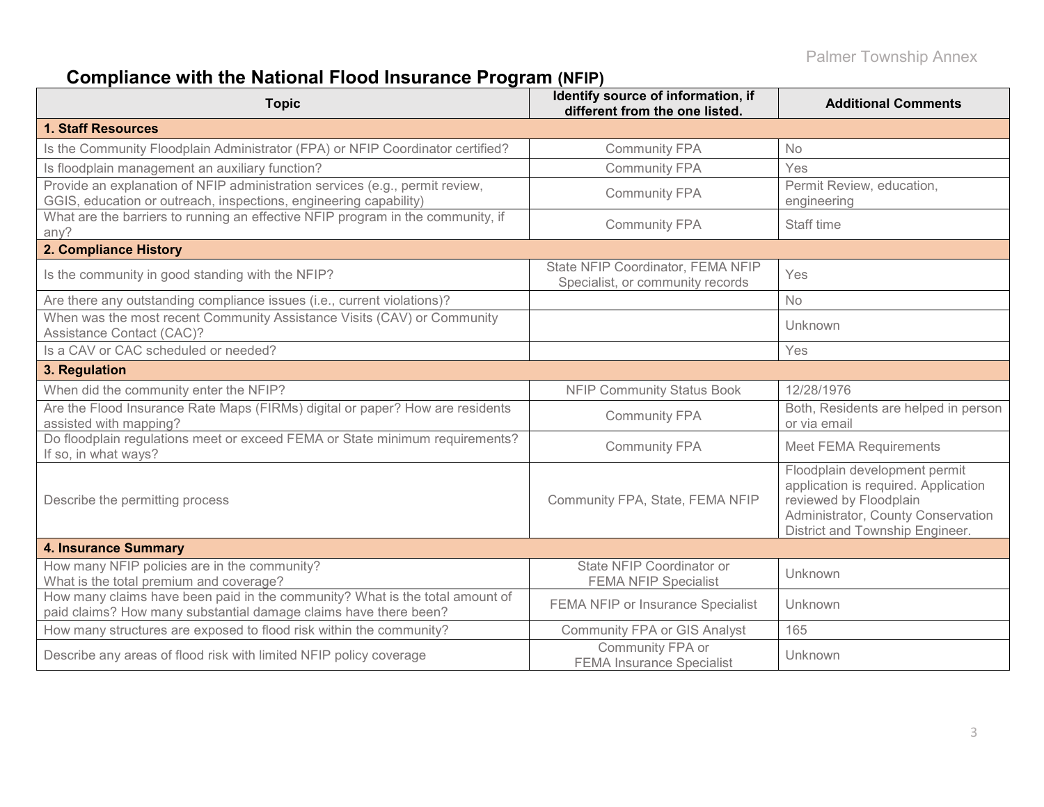## Compliance with the National Flood Insurance Program (NFIP)

| Topic | Identify source of information, if different from the one listed. | Additional Comments |
|---|---|---|
| **1. Staff Resources** | | |
| Is the Community Floodplain Administrator (FPA) or NFIP Coordinator certified? | Community FPA | No |
| Is floodplain management an auxiliary function? | Community FPA | Yes |
| Provide an explanation of NFIP administration services (e.g., permit review, GGIS, education or outreach, inspections, engineering capability) | Community FPA | Permit Review, education, engineering |
| What are the barriers to running an effective NFIP program in the community, if any? | Community FPA | Staff time |
| **2. Compliance History** | | |
| Is the community in good standing with the NFIP? | State NFIP Coordinator, FEMA NFIP Specialist, or community records | Yes |
| Are there any outstanding compliance issues (i.e., current violations)? | | No |
| When was the most recent Community Assistance Visits (CAV) or Community Assistance Contact (CAC)? | | Unknown |
| Is a CAV or CAC scheduled or needed? | | Yes |
| **3. Regulation** | | |
| When did the community enter the NFIP? | NFIP Community Status Book | 12/28/1976 |
| Are the Flood Insurance Rate Maps (FIRMs) digital or paper? How are residents assisted with mapping? | Community FPA | Both, Residents are helped in person or via email |
| Do floodplain regulations meet or exceed FEMA or State minimum requirements? If so, in what ways? | Community FPA | Meet FEMA Requirements |
| Describe the permitting process | Community FPA, State, FEMA NFIP | Floodplain development permit application is required. Application reviewed by Floodplain Administrator, County Conservation District and Township Engineer. |
| **4. Insurance Summary** | | |
| How many NFIP policies are in the community? What is the total premium and coverage? | State NFIP Coordinator or FEMA NFIP Specialist | Unknown |
| How many claims have been paid in the community? What is the total amount of paid claims? How many substantial damage claims have there been? | FEMA NFIP or Insurance Specialist | Unknown |
| How many structures are exposed to flood risk within the community? | Community FPA or GIS Analyst | 165 |
| Describe any areas of flood risk with limited NFIP policy coverage | Community FPA or FEMA Insurance Specialist | Unknown |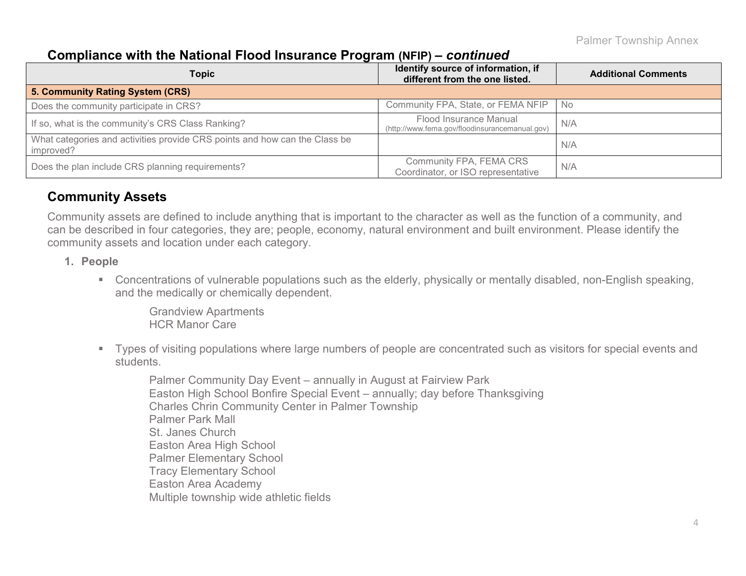## Compliance with the National Flood Insurance Program (NFIP) – *continued*

| Topic | Identify source of information, if different from the one listed. | Additional Comments |
|---|---|---|
| **5. Community Rating System (CRS)** | | |
| Does the community participate in CRS? | Community FPA, State, or FEMA NFIP | No |
| If so, what is the community's CRS Class Ranking? | Flood Insurance Manual (http://www.fema.gov/floodinsurancemanual.gov) | N/A |
| What categories and activities provide CRS points and how can the Class be improved? | | N/A |
| Does the plan include CRS planning requirements? | Community FPA, FEMA CRS Coordinator, or ISO representative | N/A |

## Community Assets

Community assets are defined to include anything that is important to the character as well as the function of a community, and can be described in four categories, they are; people, economy, natural environment and built environment. Please identify the community assets and location under each category.

1. **People**

   - Concentrations of vulnerable populations such as the elderly, physically or mentally disabled, non-English speaking, and the medically or chemically dependent.

     Grandview Apartments
     HCR Manor Care

   - Types of visiting populations where large numbers of people are concentrated such as visitors for special events and students.

     Palmer Community Day Event – annually in August at Fairview Park
     Easton High School Bonfire Special Event – annually; day before Thanksgiving
     Charles Chrin Community Center in Palmer Township
     Palmer Park Mall
     St. Janes Church
     Easton Area High School
     Palmer Elementary School
     Tracy Elementary School
     Easton Area Academy
     Multiple township wide athletic fields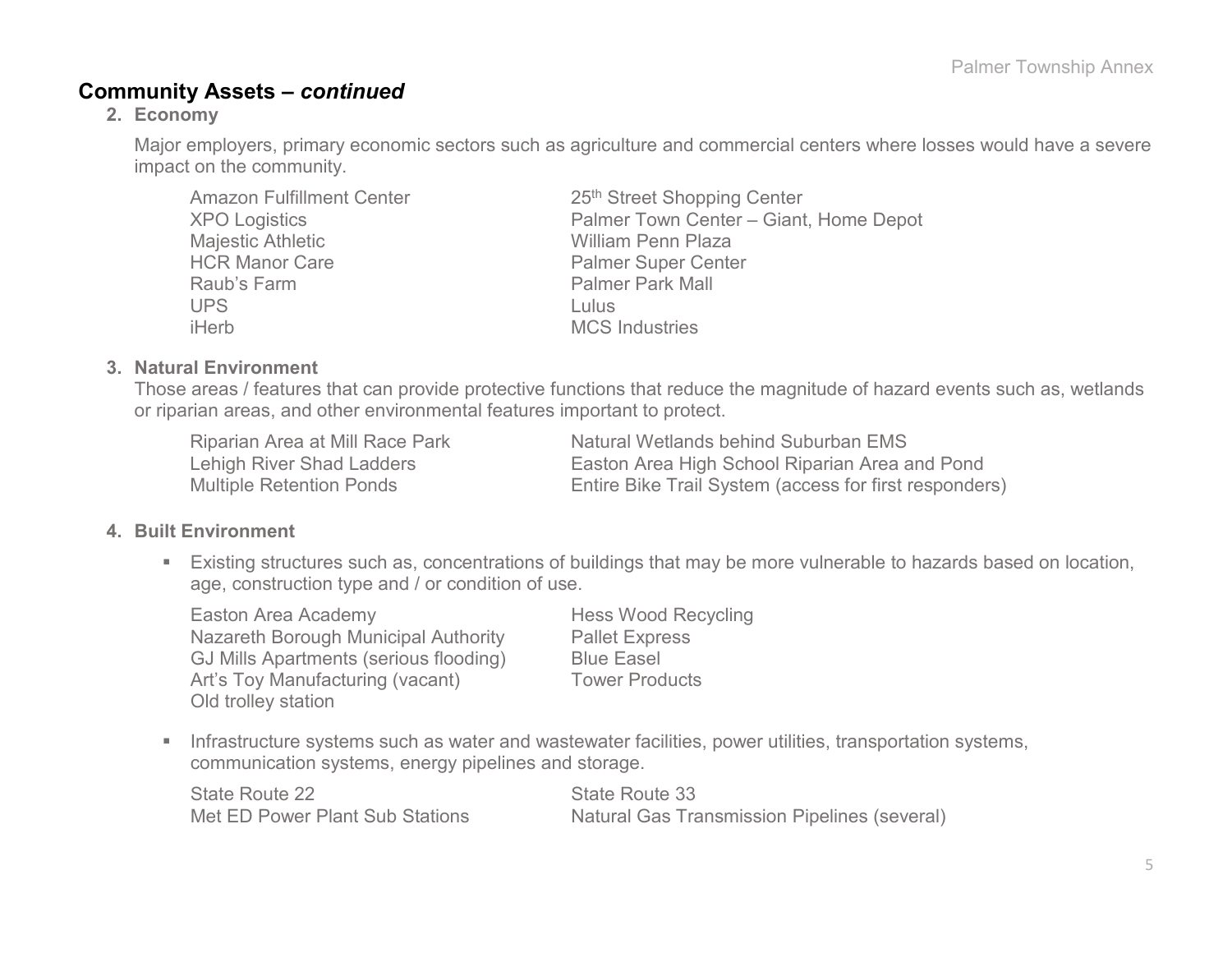## Community Assets – *continued*

### 2. Economy

Major employers, primary economic sectors such as agriculture and commercial centers where losses would have a severe impact on the community.

- Amazon Fulfillment Center
- XPO Logistics
- Majestic Athletic
- HCR Manor Care
- Raub's Farm
- UPS
- iHerb
- 25th Street Shopping Center
- Palmer Town Center – Giant, Home Depot
- William Penn Plaza
- Palmer Super Center
- Palmer Park Mall
- Lulus
- MCS Industries

### 3. Natural Environment

Those areas / features that can provide protective functions that reduce the magnitude of hazard events such as, wetlands or riparian areas, and other environmental features important to protect.

- Riparian Area at Mill Race Park
- Lehigh River Shad Ladders
- Multiple Retention Ponds
- Natural Wetlands behind Suburban EMS
- Easton Area High School Riparian Area and Pond
- Entire Bike Trail System (access for first responders)

### 4. Built Environment

- Existing structures such as, concentrations of buildings that may be more vulnerable to hazards based on location, age, construction type and / or condition of use.

  - Easton Area Academy
  - Nazareth Borough Municipal Authority
  - GJ Mills Apartments (serious flooding)
  - Art's Toy Manufacturing (vacant)
  - Old trolley station
  - Hess Wood Recycling
  - Pallet Express
  - Blue Easel
  - Tower Products

- Infrastructure systems such as water and wastewater facilities, power utilities, transportation systems, communication systems, energy pipelines and storage.

  - State Route 22
  - Met ED Power Plant Sub Stations
  - State Route 33
  - Natural Gas Transmission Pipelines (several)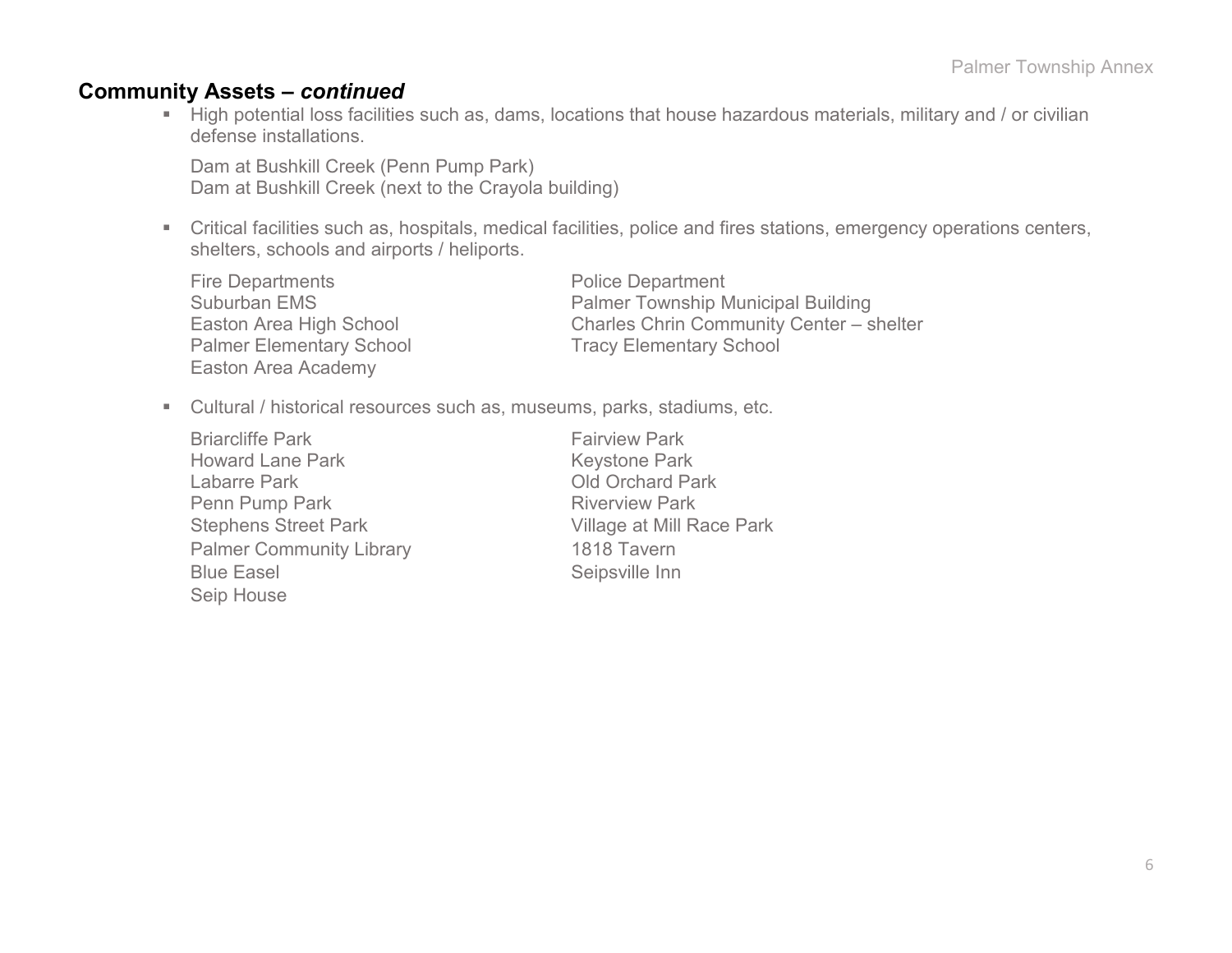## Community Assets – *continued*

- High potential loss facilities such as, dams, locations that house hazardous materials, military and / or civilian defense installations.

  Dam at Bushkill Creek (Penn Pump Park)
  Dam at Bushkill Creek (next to the Crayola building)

- Critical facilities such as, hospitals, medical facilities, police and fires stations, emergency operations centers, shelters, schools and airports / heliports.

  Fire Departments
  Suburban EMS
  Easton Area High School
  Palmer Elementary School
  Easton Area Academy
  Police Department
  Palmer Township Municipal Building
  Charles Chrin Community Center – shelter
  Tracy Elementary School

- Cultural / historical resources such as, museums, parks, stadiums, etc.

  Briarcliffe Park
  Howard Lane Park
  Labarre Park
  Penn Pump Park
  Stephens Street Park
  Palmer Community Library
  Blue Easel
  Seip House
  Fairview Park
  Keystone Park
  Old Orchard Park
  Riverview Park
  Village at Mill Race Park
  1818 Tavern
  Seipsville Inn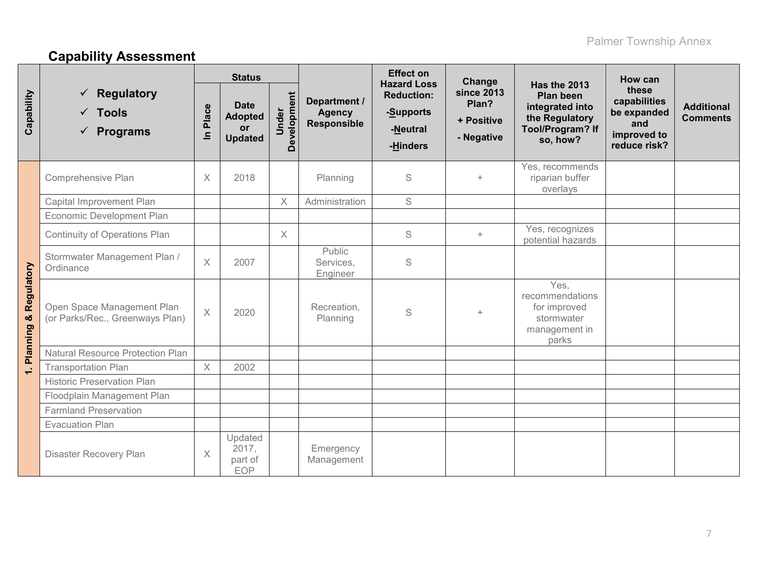## Capability Assessment

| Capability | ✓ Regulatory ✓ Tools ✓ Programs | Status | | | Department / Agency Responsible | Effect on Hazard Loss Reduction: -Supports -Neutral -Hinders | Change since 2013 Plan? + Positive - Negative | Has the 2013 Plan been integrated into the Regulatory Tool/Program? If so, how? | How can these capabilities be expanded and improved to reduce risk? | Additional Comments |
|---|---|---|---|---|---|---|---|---|---|---|
| | | In Place | Date Adopted or Updated | Under Development | | | | | | |
| 1. Planning & Regulatory | Comprehensive Plan | X | 2018 | | Planning | S | + | Yes, recommends riparian buffer overlays | | |
| | Capital Improvement Plan | | | X | Administration | S | | | | |
| | Economic Development Plan | | | | | | | | | |
| | Continuity of Operations Plan | | | X | | S | + | Yes, recognizes potential hazards | | |
| | Stormwater Management Plan / Ordinance | X | 2007 | | Public Services, Engineer | S | | | | |
| | Open Space Management Plan (or Parks/Rec., Greenways Plan) | X | 2020 | | Recreation, Planning | S | + | Yes, recommendations for improved stormwater management in parks | | |
| | Natural Resource Protection Plan | | | | | | | | | |
| | Transportation Plan | X | 2002 | | | | | | | |
| | Historic Preservation Plan | | | | | | | | | |
| | Floodplain Management Plan | | | | | | | | | |
| | Farmland Preservation | | | | | | | | | |
| | Evacuation Plan | | | | | | | | | |
| | Disaster Recovery Plan | X | Updated 2017, part of EOP | | Emergency Management | | | | | |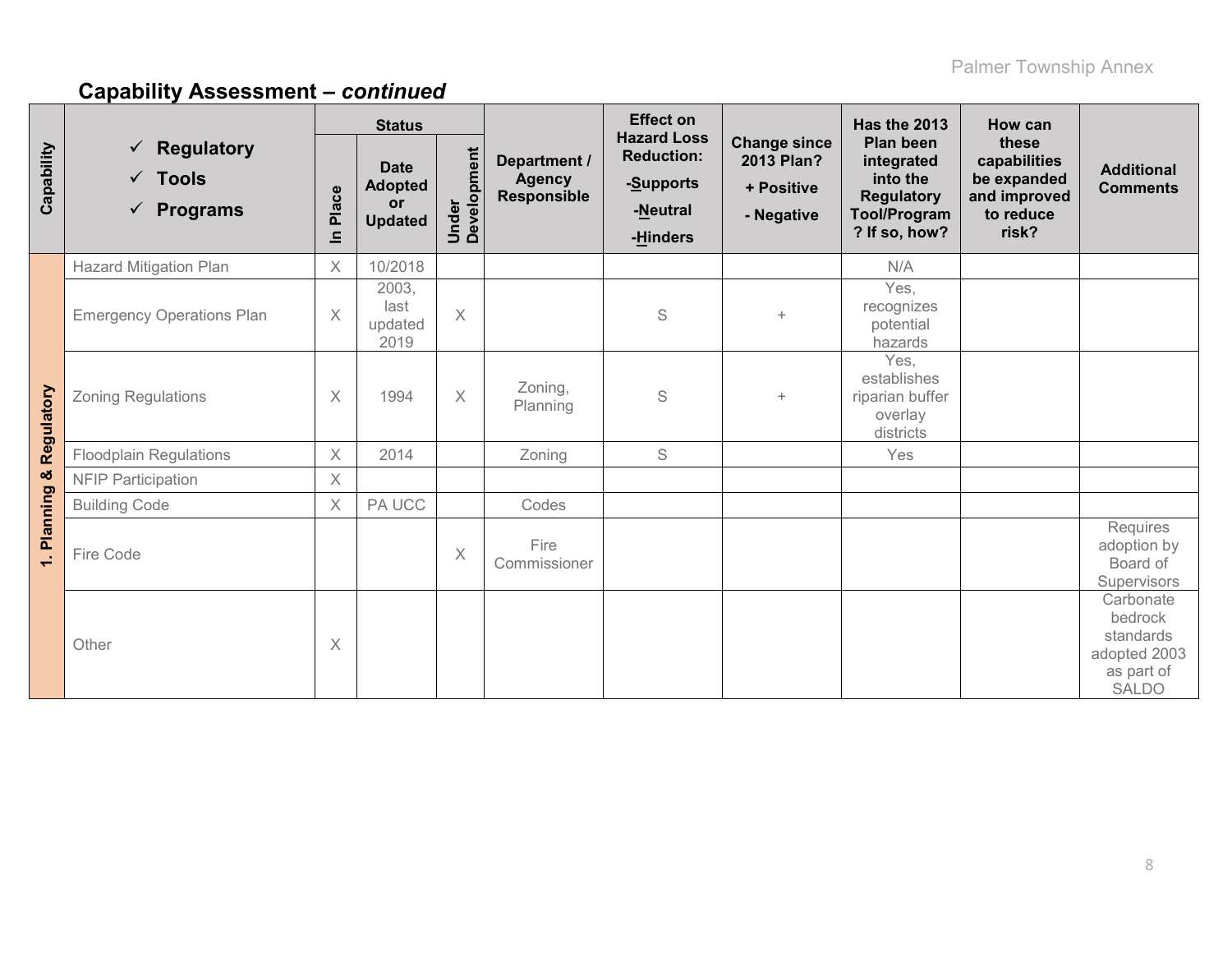## Capability Assessment – *continued*

| Capability | ✓ Regulatory ✓ Tools ✓ Programs | Status | | | Department / Agency Responsible | Effect on Hazard Loss Reduction: -Supports -Neutral -Hinders | Change since 2013 Plan? + Positive - Negative | Has the 2013 Plan been integrated into the Regulatory Tool/Program? If so, how? | How can these capabilities be expanded and improved to reduce risk? | Additional Comments |
|---|---|---|---|---|---|---|---|---|---|---|
| | | In Place | Date Adopted or Updated | Under Development | | | | | | |
| 1. Planning & Regulatory | Hazard Mitigation Plan | X | 10/2018 | | | | | N/A | | |
| | Emergency Operations Plan | X | 2003, last updated 2019 | X | | S | + | Yes, recognizes potential hazards | | |
| | Zoning Regulations | X | 1994 | X | Zoning, Planning | S | + | Yes, establishes riparian buffer overlay districts | | |
| | Floodplain Regulations | X | 2014 | | Zoning | S | | Yes | | |
| | NFIP Participation | X | | | | | | | | |
| | Building Code | X | PA UCC | | Codes | | | | | |
| | Fire Code | | | X | Fire Commissioner | | | | | Requires adoption by Board of Supervisors |
| | Other | X | | | | | | | | Carbonate bedrock standards adopted 2003 as part of SALDO |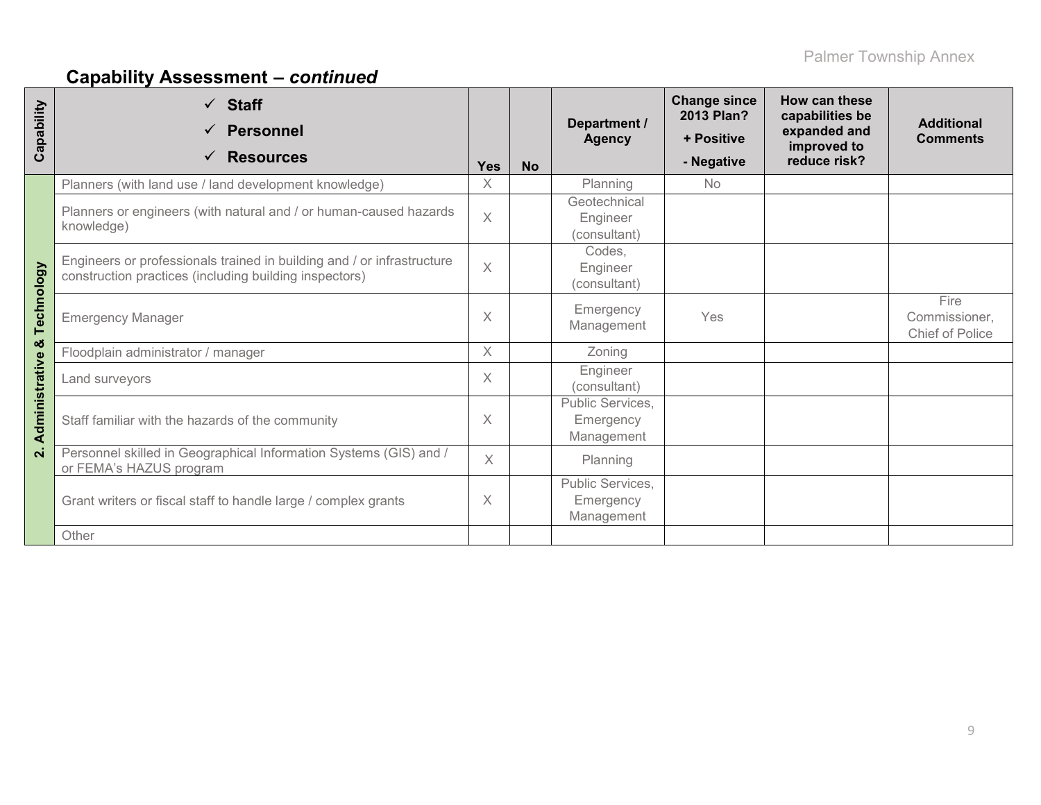## Capability Assessment – *continued*

| Capability | ✓ Staff<br>✓ Personnel<br>✓ Resources | Yes | No | Department / Agency | Change since 2013 Plan?<br>+ Positive<br>- Negative | How can these capabilities be expanded and improved to reduce risk? | Additional Comments |
|---|---|---|---|---|---|---|---|
| 2. Administrative & Technology | Planners (with land use / land development knowledge) | X | | Planning | No | | |
| | Planners or engineers (with natural and / or human-caused hazards knowledge) | X | | Geotechnical Engineer (consultant) | | | |
| | Engineers or professionals trained in building and / or infrastructure construction practices (including building inspectors) | X | | Codes, Engineer (consultant) | | | |
| | Emergency Manager | X | | Emergency Management | Yes | | Fire Commissioner, Chief of Police |
| | Floodplain administrator / manager | X | | Zoning | | | |
| | Land surveyors | X | | Engineer (consultant) | | | |
| | Staff familiar with the hazards of the community | X | | Public Services, Emergency Management | | | |
| | Personnel skilled in Geographical Information Systems (GIS) and / or FEMA's HAZUS program | X | | Planning | | | |
| | Grant writers or fiscal staff to handle large / complex grants | X | | Public Services, Emergency Management | | | |
| | Other | | | | | | |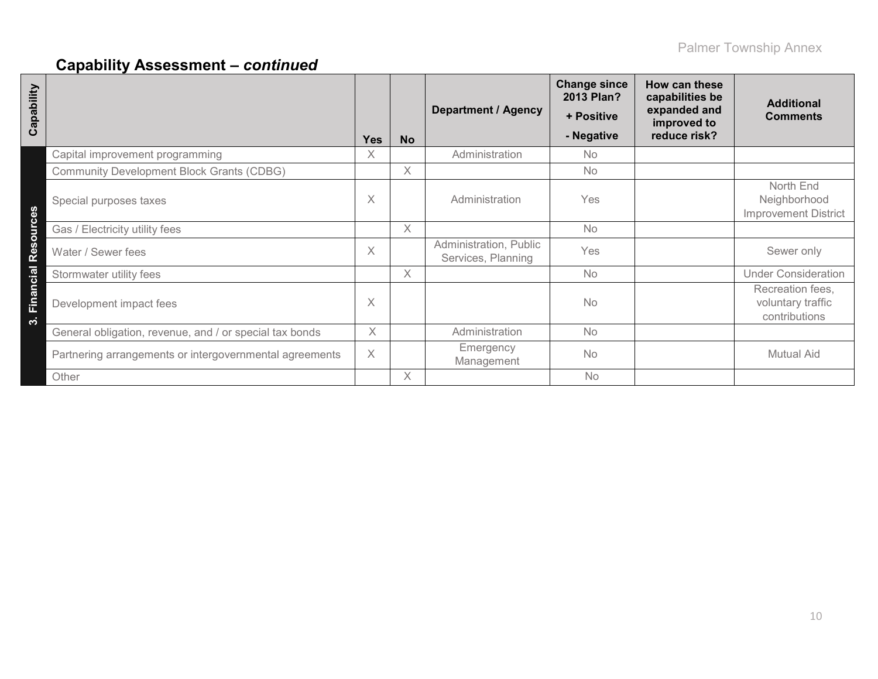## Capability Assessment – *continued*

| Capability | | Yes | No | Department / Agency | Change since 2013 Plan? + Positive - Negative | How can these capabilities be expanded and improved to reduce risk? | Additional Comments |
|---|---|---|---|---|---|---|---|
| 3. Financial Resources | Capital improvement programming | X | | Administration | No | | |
| | Community Development Block Grants (CDBG) | | X | | No | | |
| | Special purposes taxes | X | | Administration | Yes | | North End Neighborhood Improvement District |
| | Gas / Electricity utility fees | | X | | No | | |
| | Water / Sewer fees | X | | Administration, Public Services, Planning | Yes | | Sewer only |
| | Stormwater utility fees | | X | | No | | Under Consideration |
| | Development impact fees | X | | | No | | Recreation fees, voluntary traffic contributions |
| | General obligation, revenue, and / or special tax bonds | X | | Administration | No | | |
| | Partnering arrangements or intergovernmental agreements | X | | Emergency Management | No | | Mutual Aid |
| | Other | | X | | No | | |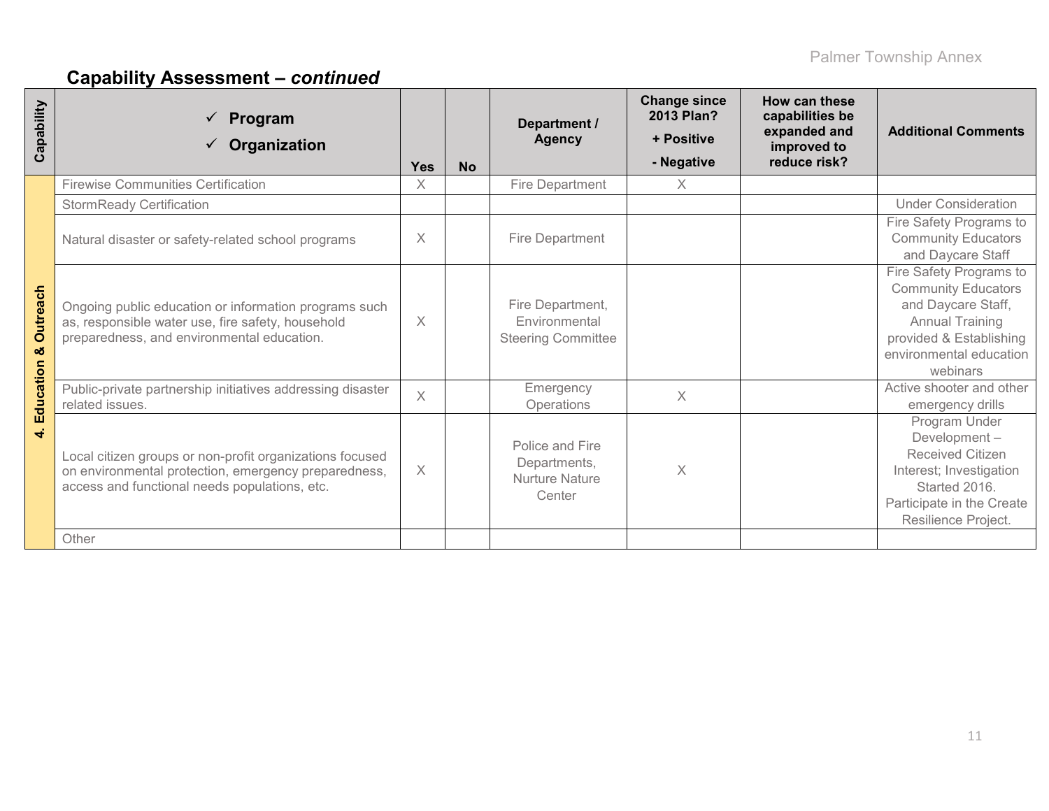## Capability Assessment – *continued*

| Capability | ✓ Program ✓ Organization | Yes | No | Department / Agency | Change since 2013 Plan? + Positive - Negative | How can these capabilities be expanded and improved to reduce risk? | Additional Comments |
|---|---|---|---|---|---|---|---|
| 4. Education & Outreach | Firewise Communities Certification | X | | Fire Department | X | | |
| | StormReady Certification | | | | | | Under Consideration |
| | Natural disaster or safety-related school programs | X | | Fire Department | | | Fire Safety Programs to Community Educators and Daycare Staff |
| | Ongoing public education or information programs such as, responsible water use, fire safety, household preparedness, and environmental education. | X | | Fire Department, Environmental Steering Committee | | | Fire Safety Programs to Community Educators and Daycare Staff, Annual Training provided & Establishing environmental education webinars |
| | Public-private partnership initiatives addressing disaster related issues. | X | | Emergency Operations | X | | Active shooter and other emergency drills |
| | Local citizen groups or non-profit organizations focused on environmental protection, emergency preparedness, access and functional needs populations, etc. | X | | Police and Fire Departments, Nurture Nature Center | X | | Program Under Development – Received Citizen Interest; Investigation Started 2016. Participate in the Create Resilience Project. |
| | Other | | | | | | |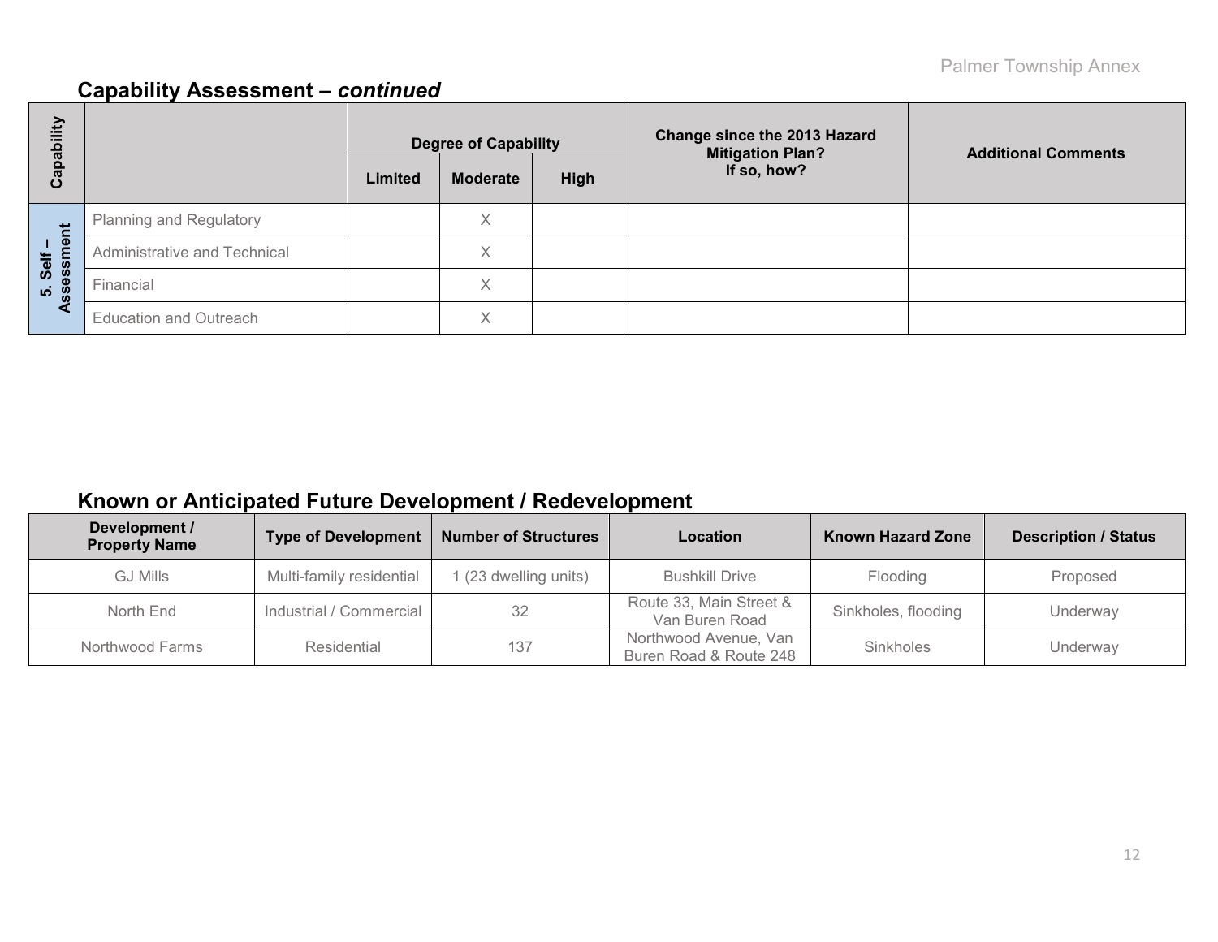## Capability Assessment – *continued*

| Capability | | Degree of Capability | | | Change since the 2013 Hazard Mitigation Plan? If so, how? | Additional Comments |
|---|---|---|---|---|---|---|
| | | Limited | Moderate | High | | |
| 5. Self – Assessment | Planning and Regulatory | | X | | | |
| | Administrative and Technical | | X | | | |
| | Financial | | X | | | |
| | Education and Outreach | | X | | | |

## Known or Anticipated Future Development / Redevelopment

| Development / Property Name | Type of Development | Number of Structures | Location | Known Hazard Zone | Description / Status |
|---|---|---|---|---|---|
| GJ Mills | Multi-family residential | 1 (23 dwelling units) | Bushkill Drive | Flooding | Proposed |
| North End | Industrial / Commercial | 32 | Route 33, Main Street & Van Buren Road | Sinkholes, flooding | Underway |
| Northwood Farms | Residential | 137 | Northwood Avenue, Van Buren Road & Route 248 | Sinkholes | Underway |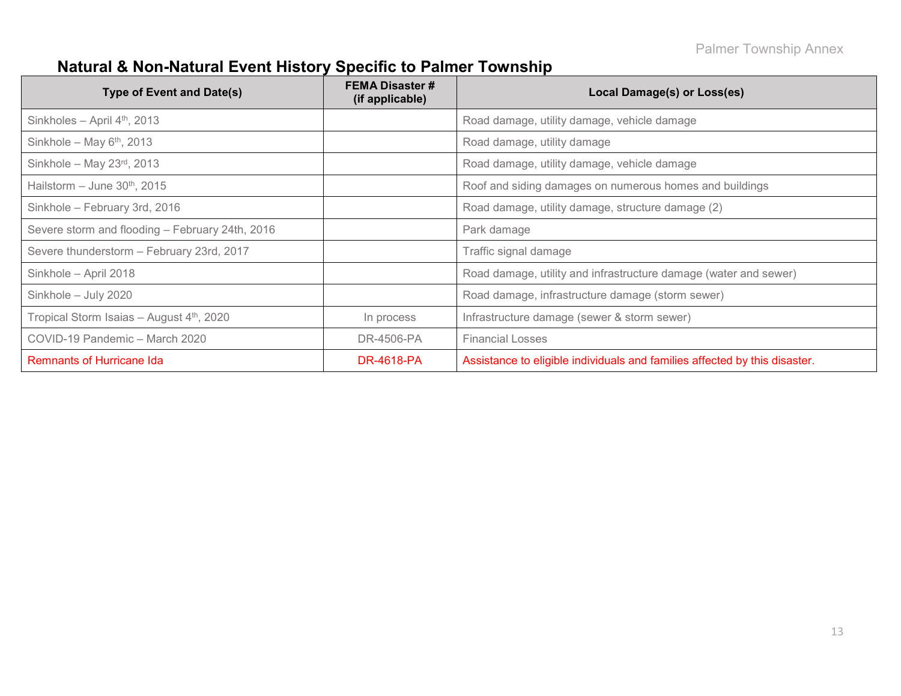## Natural & Non-Natural Event History Specific to Palmer Township

| Type of Event and Date(s) | FEMA Disaster # (if applicable) | Local Damage(s) or Loss(es) |
|---|---|---|
| Sinkholes – April 4th, 2013 | | Road damage, utility damage, vehicle damage |
| Sinkhole – May 6th, 2013 | | Road damage, utility damage |
| Sinkhole – May 23rd, 2013 | | Road damage, utility damage, vehicle damage |
| Hailstorm – June 30th, 2015 | | Roof and siding damages on numerous homes and buildings |
| Sinkhole – February 3rd, 2016 | | Road damage, utility damage, structure damage (2) |
| Severe storm and flooding – February 24th, 2016 | | Park damage |
| Severe thunderstorm – February 23rd, 2017 | | Traffic signal damage |
| Sinkhole – April 2018 | | Road damage, utility and infrastructure damage (water and sewer) |
| Sinkhole – July 2020 | | Road damage, infrastructure damage (storm sewer) |
| Tropical Storm Isaias – August 4th, 2020 | In process | Infrastructure damage (sewer & storm sewer) |
| COVID-19 Pandemic – March 2020 | DR-4506-PA | Financial Losses |
| Remnants of Hurricane Ida | DR-4618-PA | Assistance to eligible individuals and families affected by this disaster. |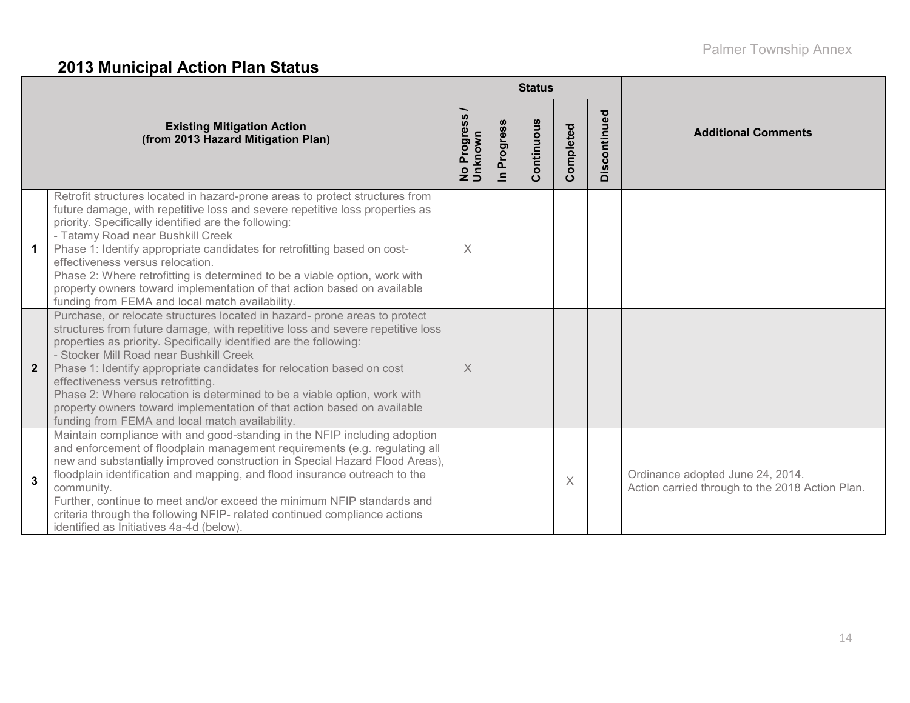## 2013 Municipal Action Plan Status

| | Existing Mitigation Action (from 2013 Hazard Mitigation Plan) | Status | | | | | Additional Comments |
|---|---|---|---|---|---|---|---|
| | | No Progress / Unknown | In Progress | Continuous | Completed | Discontinued | |
| 1 | Retrofit structures located in hazard-prone areas to protect structures from future damage, with repetitive loss and severe repetitive loss properties as priority. Specifically identified are the following:<br>- Tatamy Road near Bushkill Creek<br>Phase 1: Identify appropriate candidates for retrofitting based on cost-effectiveness versus relocation.<br>Phase 2: Where retrofitting is determined to be a viable option, work with property owners toward implementation of that action based on available funding from FEMA and local match availability. | X | | | | | |
| 2 | Purchase, or relocate structures located in hazard- prone areas to protect structures from future damage, with repetitive loss and severe repetitive loss properties as priority. Specifically identified are the following:<br>- Stocker Mill Road near Bushkill Creek<br>Phase 1: Identify appropriate candidates for relocation based on cost effectiveness versus retrofitting.<br>Phase 2: Where relocation is determined to be a viable option, work with property owners toward implementation of that action based on available funding from FEMA and local match availability. | X | | | | | |
| 3 | Maintain compliance with and good-standing in the NFIP including adoption and enforcement of floodplain management requirements (e.g. regulating all new and substantially improved construction in Special Hazard Flood Areas), floodplain identification and mapping, and flood insurance outreach to the community.<br>Further, continue to meet and/or exceed the minimum NFIP standards and criteria through the following NFIP- related continued compliance actions identified as Initiatives 4a-4d (below). | | | | X | | Ordinance adopted June 24, 2014.<br>Action carried through to the 2018 Action Plan. |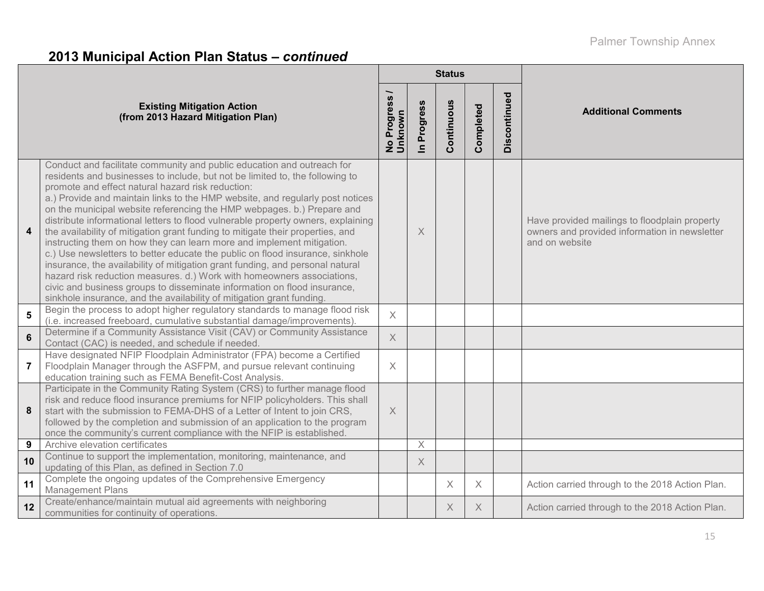## 2013 Municipal Action Plan Status – *continued*

| | Existing Mitigation Action (from 2013 Hazard Mitigation Plan) | Status | | | | | Additional Comments |
|---|---|---|---|---|---|---|---|
| | | No Progress / Unknown | In Progress | Continuous | Completed | Discontinued | |
| 4 | Conduct and facilitate community and public education and outreach for residents and businesses to include, but not be limited to, the following to promote and effect natural hazard risk reduction: a.) Provide and maintain links to the HMP website, and regularly post notices on the municipal website referencing the HMP webpages. b.) Prepare and distribute informational letters to flood vulnerable property owners, explaining the availability of mitigation grant funding to mitigate their properties, and instructing them on how they can learn more and implement mitigation. c.) Use newsletters to better educate the public on flood insurance, sinkhole insurance, the availability of mitigation grant funding, and personal natural hazard risk reduction measures. d.) Work with homeowners associations, civic and business groups to disseminate information on flood insurance, sinkhole insurance, and the availability of mitigation grant funding. | | X | | | | Have provided mailings to floodplain property owners and provided information in newsletter and on website |
| 5 | Begin the process to adopt higher regulatory standards to manage flood risk (i.e. increased freeboard, cumulative substantial damage/improvements). | X | | | | | |
| 6 | Determine if a Community Assistance Visit (CAV) or Community Assistance Contact (CAC) is needed, and schedule if needed. | X | | | | | |
| 7 | Have designated NFIP Floodplain Administrator (FPA) become a Certified Floodplain Manager through the ASFPM, and pursue relevant continuing education training such as FEMA Benefit-Cost Analysis. | X | | | | | |
| 8 | Participate in the Community Rating System (CRS) to further manage flood risk and reduce flood insurance premiums for NFIP policyholders. This shall start with the submission to FEMA-DHS of a Letter of Intent to join CRS, followed by the completion and submission of an application to the program once the community's current compliance with the NFIP is established. | X | | | | | |
| 9 | Archive elevation certificates | | X | | | | |
| 10 | Continue to support the implementation, monitoring, maintenance, and updating of this Plan, as defined in Section 7.0 | | X | | | | |
| 11 | Complete the ongoing updates of the Comprehensive Emergency Management Plans | | | X | X | | Action carried through to the 2018 Action Plan. |
| 12 | Create/enhance/maintain mutual aid agreements with neighboring communities for continuity of operations. | | | X | X | | Action carried through to the 2018 Action Plan. |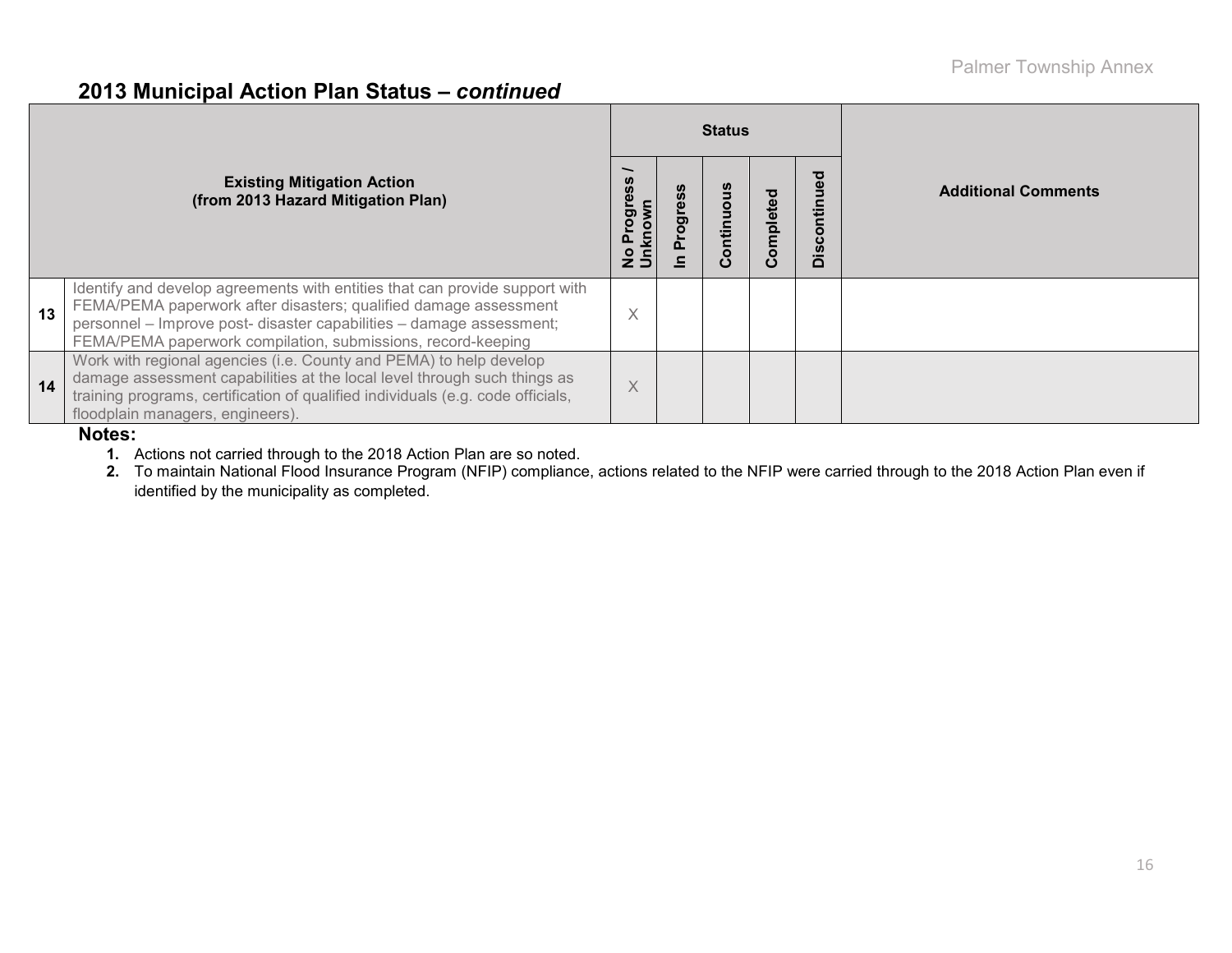## 2013 Municipal Action Plan Status – *continued*

| | Existing Mitigation Action (from 2013 Hazard Mitigation Plan) | Status | | | | | Additional Comments |
|---|---|---|---|---|---|---|---|
| | | No Progress / Unknown | In Progress | Continuous | Completed | Discontinued | |
| 13 | Identify and develop agreements with entities that can provide support with FEMA/PEMA paperwork after disasters; qualified damage assessment personnel – Improve post- disaster capabilities – damage assessment; FEMA/PEMA paperwork compilation, submissions, record-keeping | X | | | | | |
| 14 | Work with regional agencies (i.e. County and PEMA) to help develop damage assessment capabilities at the local level through such things as training programs, certification of qualified individuals (e.g. code officials, floodplain managers, engineers). | X | | | | | |

**Notes:**

1. Actions not carried through to the 2018 Action Plan are so noted.
2. To maintain National Flood Insurance Program (NFIP) compliance, actions related to the NFIP were carried through to the 2018 Action Plan even if identified by the municipality as completed.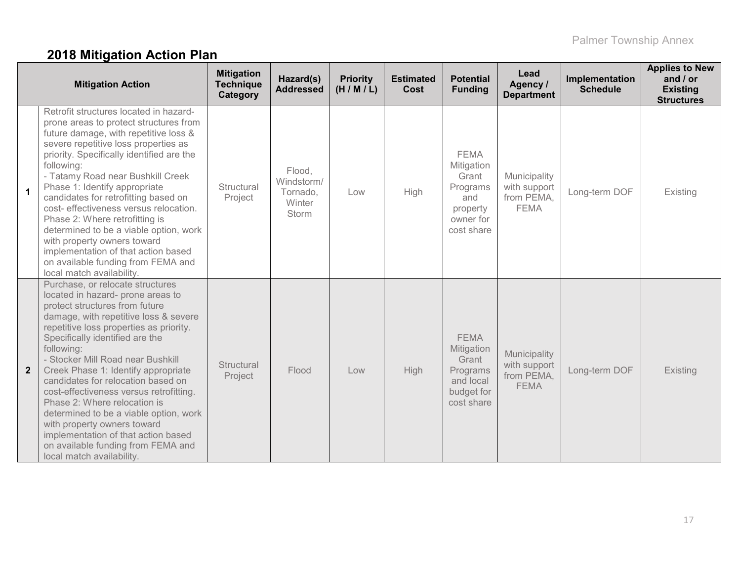## 2018 Mitigation Action Plan

| | Mitigation Action | Mitigation Technique Category | Hazard(s) Addressed | Priority (H / M / L) | Estimated Cost | Potential Funding | Lead Agency / Department | Implementation Schedule | Applies to New and / or Existing Structures |
|---|---|---|---|---|---|---|---|---|---|
| **1** | Retrofit structures located in hazard-prone areas to protect structures from future damage, with repetitive loss & severe repetitive loss properties as priority. Specifically identified are the following:<br>- Tatamy Road near Bushkill Creek Phase 1: Identify appropriate candidates for retrofitting based on cost- effectiveness versus relocation. Phase 2: Where retrofitting is determined to be a viable option, work with property owners toward implementation of that action based on available funding from FEMA and local match availability. | Structural Project | Flood, Windstorm/ Tornado, Winter Storm | Low | High | FEMA Mitigation Grant Programs and property owner for cost share | Municipality with support from PEMA, FEMA | Long-term DOF | Existing |
| **2** | Purchase, or relocate structures located in hazard- prone areas to protect structures from future damage, with repetitive loss & severe repetitive loss properties as priority. Specifically identified are the following:<br>- Stocker Mill Road near Bushkill Creek Phase 1: Identify appropriate candidates for relocation based on cost-effectiveness versus retrofitting. Phase 2: Where relocation is determined to be a viable option, work with property owners toward implementation of that action based on available funding from FEMA and local match availability. | Structural Project | Flood | Low | High | FEMA Mitigation Grant Programs and local budget for cost share | Municipality with support from PEMA, FEMA | Long-term DOF | Existing |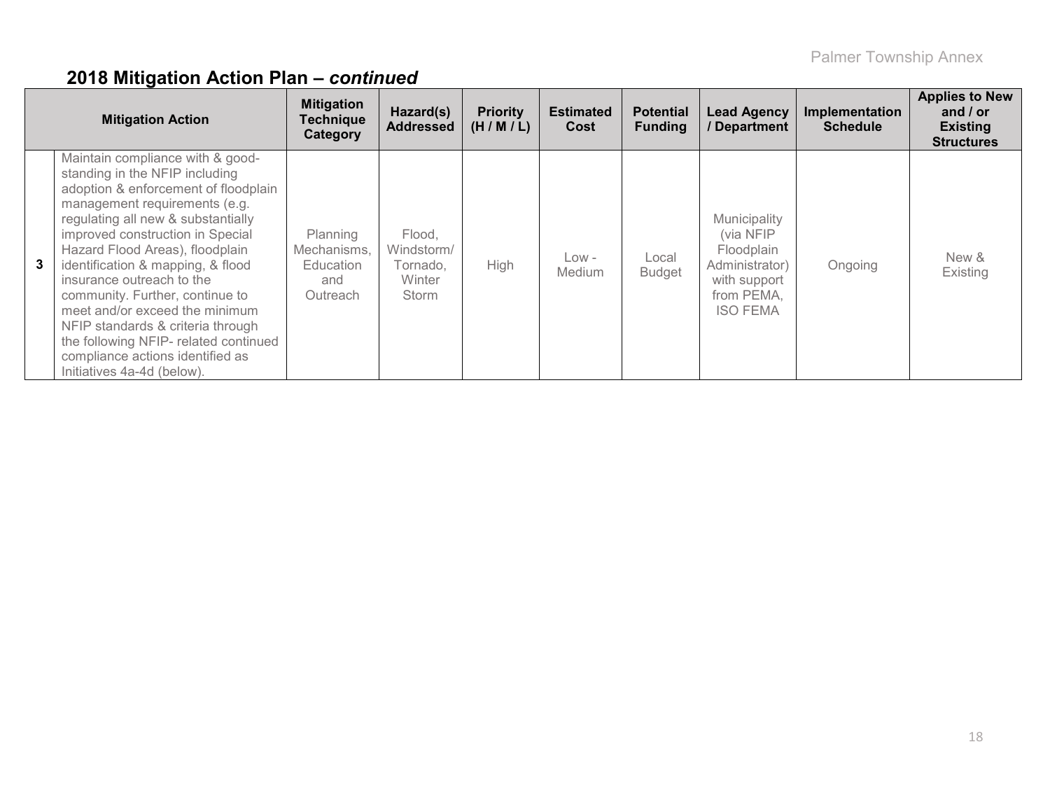## 2018 Mitigation Action Plan – *continued*

| | Mitigation Action | Mitigation Technique Category | Hazard(s) Addressed | Priority (H / M / L) | Estimated Cost | Potential Funding | Lead Agency / Department | Implementation Schedule | Applies to New and / or Existing Structures |
|---|---|---|---|---|---|---|---|---|---|
| 3 | Maintain compliance with & good-standing in the NFIP including adoption & enforcement of floodplain management requirements (e.g. regulating all new & substantially improved construction in Special Hazard Flood Areas), floodplain identification & mapping, & flood insurance outreach to the community. Further, continue to meet and/or exceed the minimum NFIP standards & criteria through the following NFIP- related continued compliance actions identified as Initiatives 4a-4d (below). | Planning Mechanisms, Education and Outreach | Flood, Windstorm/ Tornado, Winter Storm | High | Low - Medium | Local Budget | Municipality (via NFIP Floodplain Administrator) with support from PEMA, ISO FEMA | Ongoing | New & Existing |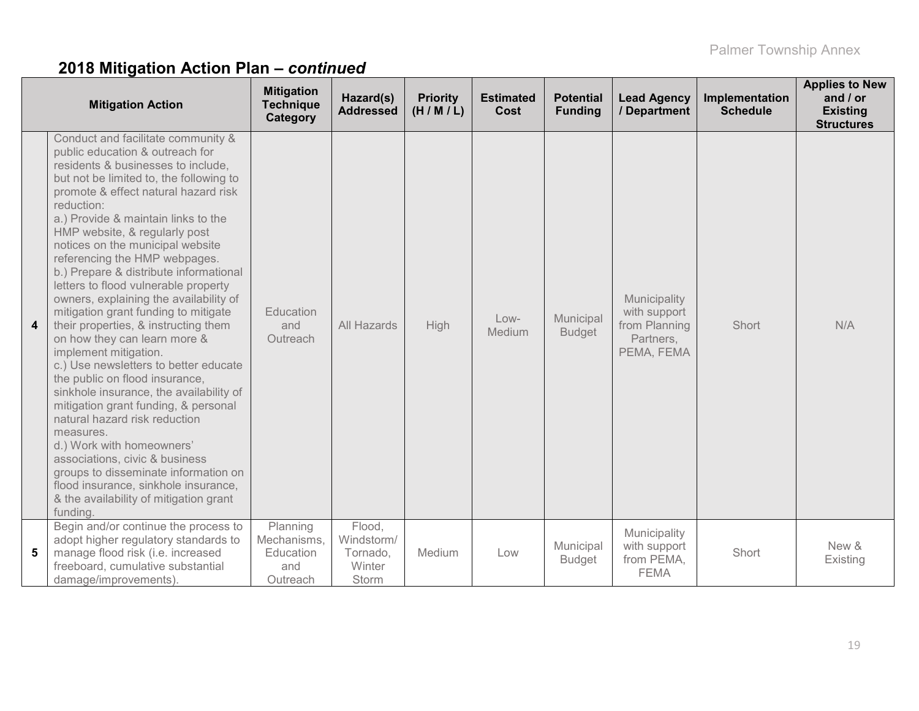## 2018 Mitigation Action Plan – *continued*

| | Mitigation Action | Mitigation Technique Category | Hazard(s) Addressed | Priority (H / M / L) | Estimated Cost | Potential Funding | Lead Agency / Department | Implementation Schedule | Applies to New and / or Existing Structures |
|---|---|---|---|---|---|---|---|---|---|
| **4** | Conduct and facilitate community & public education & outreach for residents & businesses to include, but not be limited to, the following to promote & effect natural hazard risk reduction:<br>a.) Provide & maintain links to the HMP website, & regularly post notices on the municipal website referencing the HMP webpages.<br>b.) Prepare & distribute informational letters to flood vulnerable property owners, explaining the availability of mitigation grant funding to mitigate their properties, & instructing them on how they can learn more & implement mitigation.<br>c.) Use newsletters to better educate the public on flood insurance, sinkhole insurance, the availability of mitigation grant funding, & personal natural hazard risk reduction measures.<br>d.) Work with homeowners' associations, civic & business groups to disseminate information on flood insurance, sinkhole insurance, & the availability of mitigation grant funding. | Education and Outreach | All Hazards | High | Low-Medium | Municipal Budget | Municipality with support from Planning Partners, PEMA, FEMA | Short | N/A |
| **5** | Begin and/or continue the process to adopt higher regulatory standards to manage flood risk (i.e. increased freeboard, cumulative substantial damage/improvements). | Planning Mechanisms, Education and Outreach | Flood, Windstorm/ Tornado, Winter Storm | Medium | Low | Municipal Budget | Municipality with support from PEMA, FEMA | Short | New & Existing |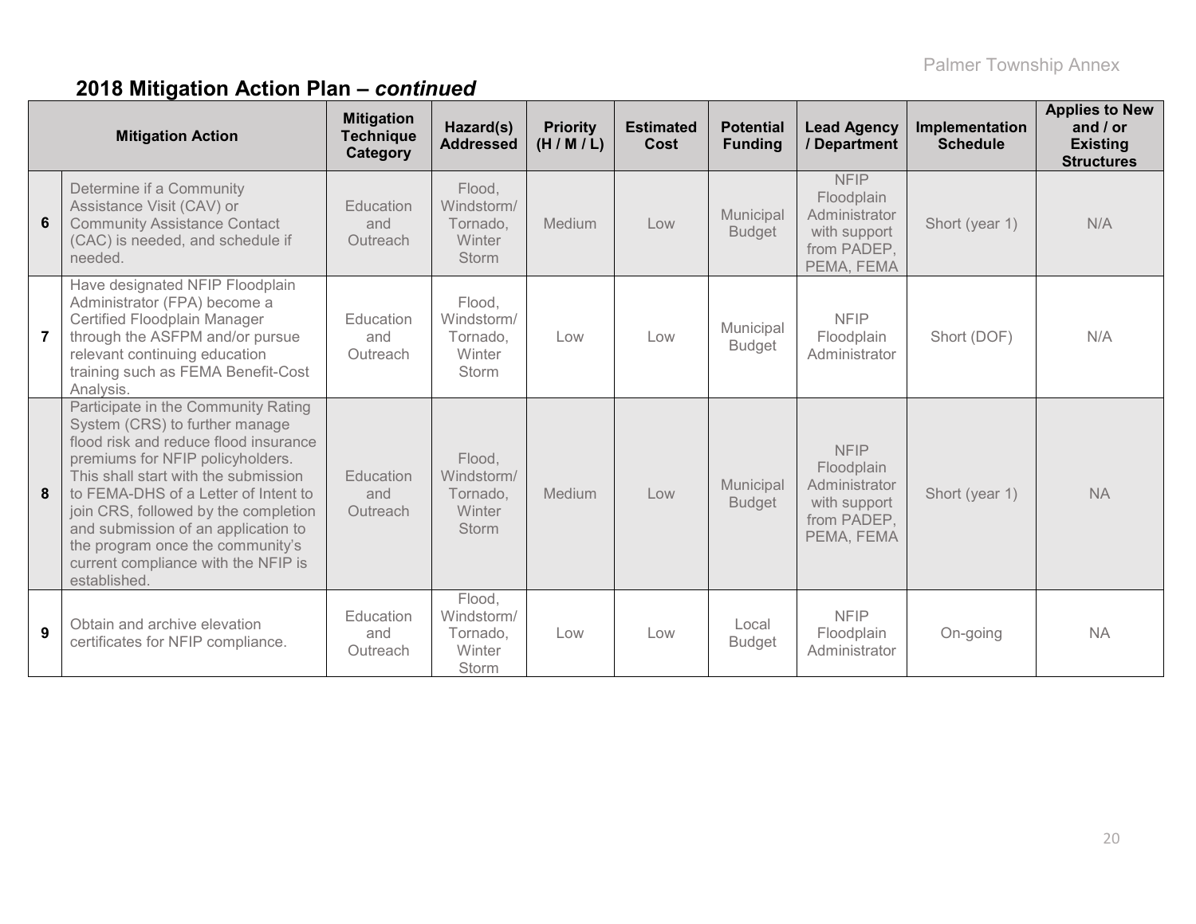## 2018 Mitigation Action Plan – *continued*

| | Mitigation Action | Mitigation Technique Category | Hazard(s) Addressed | Priority (H / M / L) | Estimated Cost | Potential Funding | Lead Agency / Department | Implementation Schedule | Applies to New and / or Existing Structures |
|---|---|---|---|---|---|---|---|---|---|
| 6 | Determine if a Community Assistance Visit (CAV) or Community Assistance Contact (CAC) is needed, and schedule if needed. | Education and Outreach | Flood, Windstorm/ Tornado, Winter Storm | Medium | Low | Municipal Budget | NFIP Floodplain Administrator with support from PADEP, PEMA, FEMA | Short (year 1) | N/A |
| 7 | Have designated NFIP Floodplain Administrator (FPA) become a Certified Floodplain Manager through the ASFPM and/or pursue relevant continuing education training such as FEMA Benefit-Cost Analysis. | Education and Outreach | Flood, Windstorm/ Tornado, Winter Storm | Low | Low | Municipal Budget | NFIP Floodplain Administrator | Short (DOF) | N/A |
| 8 | Participate in the Community Rating System (CRS) to further manage flood risk and reduce flood insurance premiums for NFIP policyholders. This shall start with the submission to FEMA-DHS of a Letter of Intent to join CRS, followed by the completion and submission of an application to the program once the community's current compliance with the NFIP is established. | Education and Outreach | Flood, Windstorm/ Tornado, Winter Storm | Medium | Low | Municipal Budget | NFIP Floodplain Administrator with support from PADEP, PEMA, FEMA | Short (year 1) | NA |
| 9 | Obtain and archive elevation certificates for NFIP compliance. | Education and Outreach | Flood, Windstorm/ Tornado, Winter Storm | Low | Low | Local Budget | NFIP Floodplain Administrator | On-going | NA |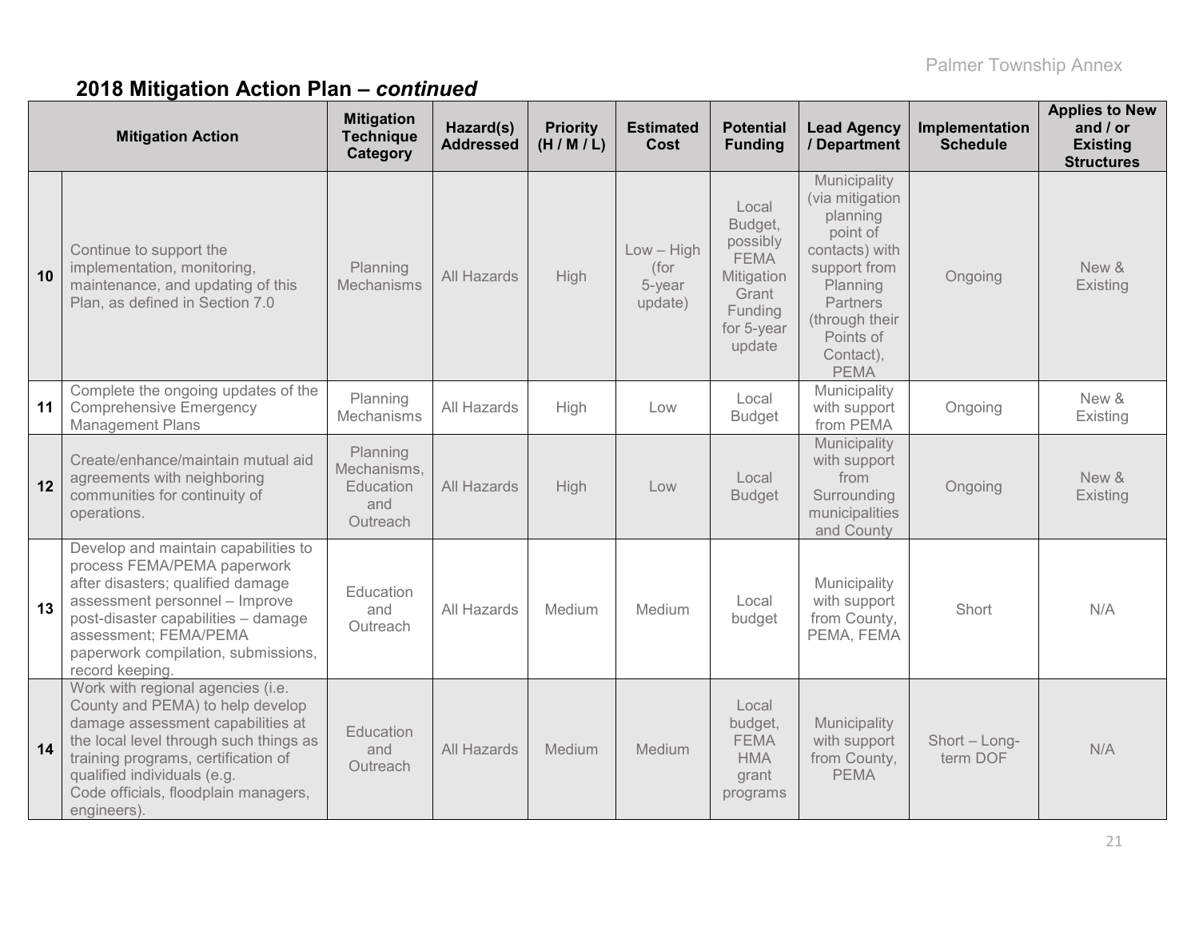## 2018 Mitigation Action Plan – *continued*

| | Mitigation Action | Mitigation Technique Category | Hazard(s) Addressed | Priority (H / M / L) | Estimated Cost | Potential Funding | Lead Agency / Department | Implementation Schedule | Applies to New and / or Existing Structures |
|---|---|---|---|---|---|---|---|---|---|
| 10 | Continue to support the implementation, monitoring, maintenance, and updating of this Plan, as defined in Section 7.0 | Planning Mechanisms | All Hazards | High | Low – High (for 5-year update) | Local Budget, possibly FEMA Mitigation Grant Funding for 5-year update | Municipality (via mitigation planning point of contacts) with support from Planning Partners (through their Points of Contact), PEMA | Ongoing | New & Existing |
| 11 | Complete the ongoing updates of the Comprehensive Emergency Management Plans | Planning Mechanisms | All Hazards | High | Low | Local Budget | Municipality with support from PEMA | Ongoing | New & Existing |
| 12 | Create/enhance/maintain mutual aid agreements with neighboring communities for continuity of operations. | Planning Mechanisms, Education and Outreach | All Hazards | High | Low | Local Budget | Municipality with support from Surrounding municipalities and County | Ongoing | New & Existing |
| 13 | Develop and maintain capabilities to process FEMA/PEMA paperwork after disasters; qualified damage assessment personnel – Improve post-disaster capabilities – damage assessment; FEMA/PEMA paperwork compilation, submissions, record keeping. | Education and Outreach | All Hazards | Medium | Medium | Local budget | Municipality with support from County, PEMA, FEMA | Short | N/A |
| 14 | Work with regional agencies (i.e. County and PEMA) to help develop damage assessment capabilities at the local level through such things as training programs, certification of qualified individuals (e.g. Code officials, floodplain managers, engineers). | Education and Outreach | All Hazards | Medium | Medium | Local budget, FEMA HMA grant programs | Municipality with support from County, PEMA | Short – Long-term DOF | N/A |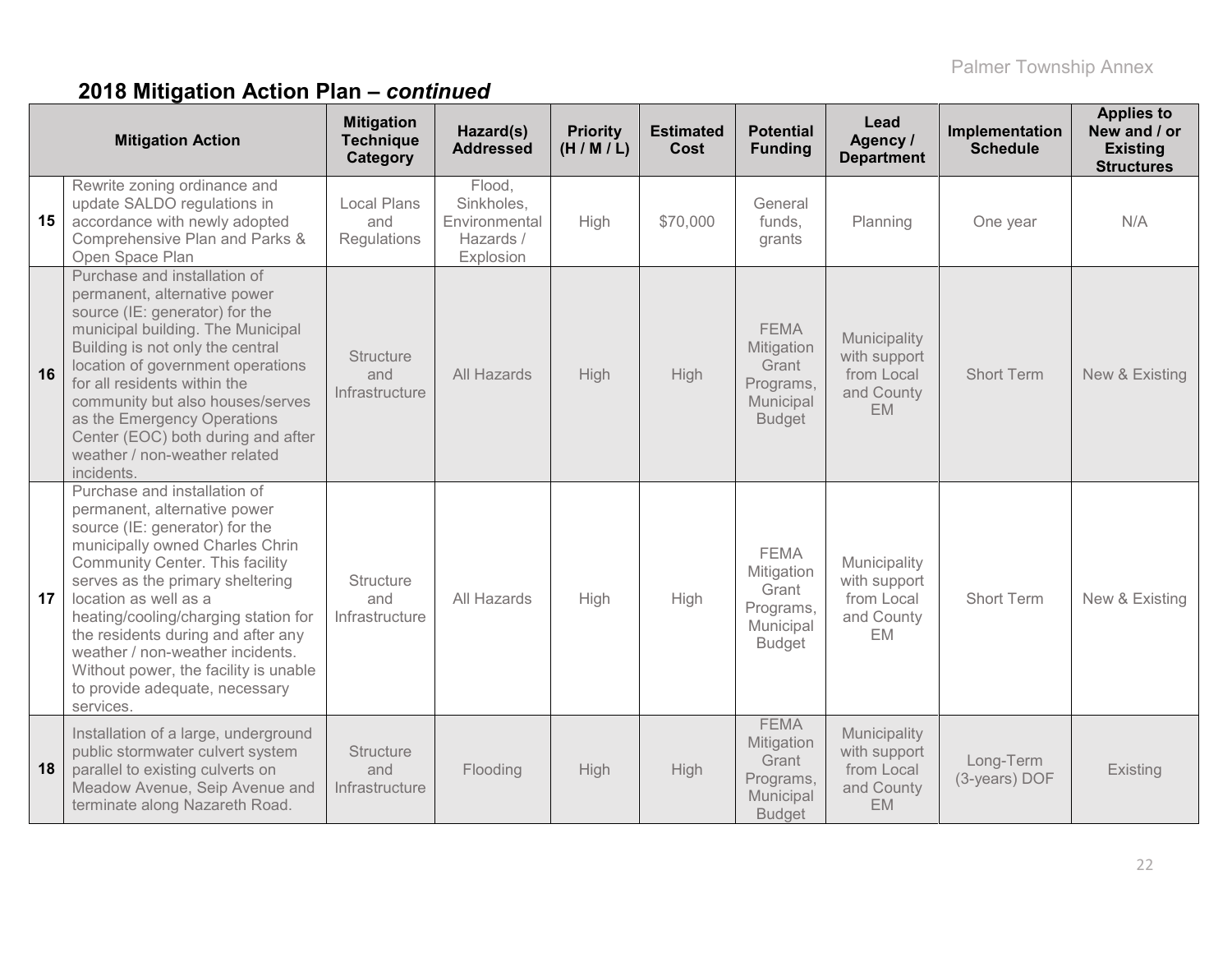## 2018 Mitigation Action Plan – *continued*

| | Mitigation Action | Mitigation Technique Category | Hazard(s) Addressed | Priority (H / M / L) | Estimated Cost | Potential Funding | Lead Agency / Department | Implementation Schedule | Applies to New and / or Existing Structures |
|---|---|---|---|---|---|---|---|---|---|
| 15 | Rewrite zoning ordinance and update SALDO regulations in accordance with newly adopted Comprehensive Plan and Parks & Open Space Plan | Local Plans and Regulations | Flood, Sinkholes, Environmental Hazards / Explosion | High | $70,000 | General funds, grants | Planning | One year | N/A |
| 16 | Purchase and installation of permanent, alternative power source (IE: generator) for the municipal building. The Municipal Building is not only the central location of government operations for all residents within the community but also houses/serves as the Emergency Operations Center (EOC) both during and after weather / non-weather related incidents. | Structure and Infrastructure | All Hazards | High | High | FEMA Mitigation Grant Programs, Municipal Budget | Municipality with support from Local and County EM | Short Term | New & Existing |
| 17 | Purchase and installation of permanent, alternative power source (IE: generator) for the municipally owned Charles Chrin Community Center. This facility serves as the primary sheltering location as well as a heating/cooling/charging station for the residents during and after any weather / non-weather incidents. Without power, the facility is unable to provide adequate, necessary services. | Structure and Infrastructure | All Hazards | High | High | FEMA Mitigation Grant Programs, Municipal Budget | Municipality with support from Local and County EM | Short Term | New & Existing |
| 18 | Installation of a large, underground public stormwater culvert system parallel to existing culverts on Meadow Avenue, Seip Avenue and terminate along Nazareth Road. | Structure and Infrastructure | Flooding | High | High | FEMA Mitigation Grant Programs, Municipal Budget | Municipality with support from Local and County EM | Long-Term (3-years) DOF | Existing |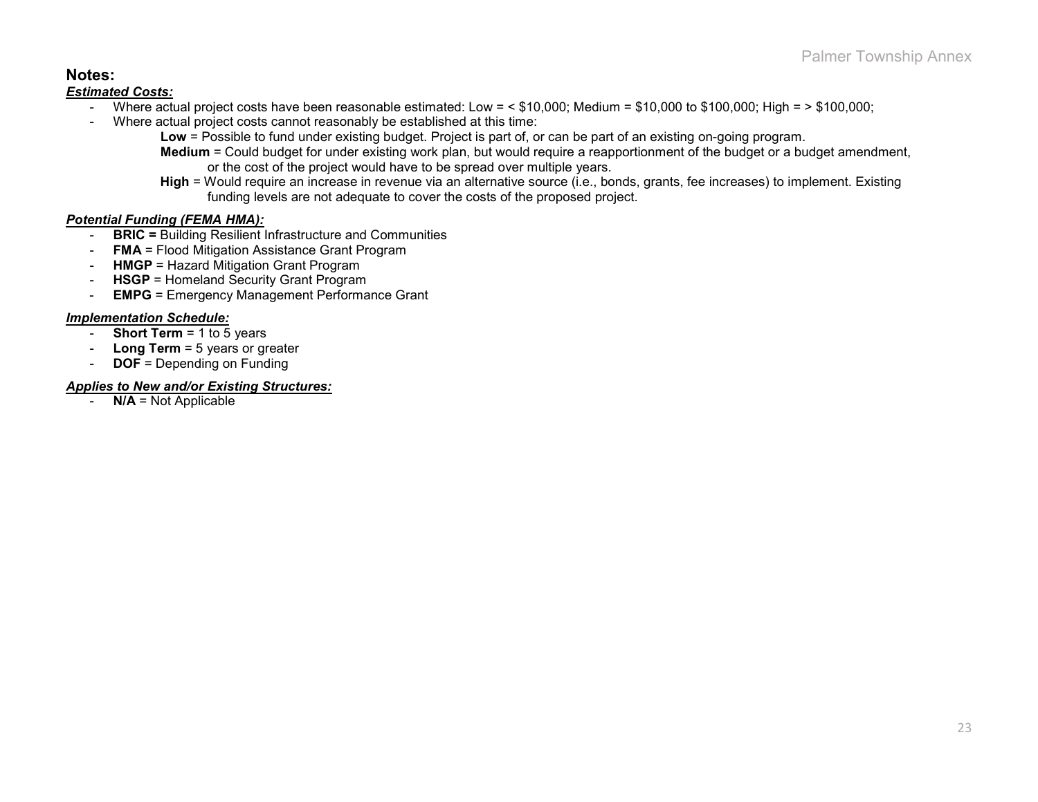## Notes:

***Estimated Costs:***

- Where actual project costs have been reasonable estimated: Low = < $10,000; Medium = $10,000 to $100,000; High = > $100,000;
- Where actual project costs cannot reasonably be established at this time:
  - **Low** = Possible to fund under existing budget. Project is part of, or can be part of an existing on-going program.
  - **Medium** = Could budget for under existing work plan, but would require a reapportionment of the budget or a budget amendment, or the cost of the project would have to be spread over multiple years.
  - **High** = Would require an increase in revenue via an alternative source (i.e., bonds, grants, fee increases) to implement. Existing funding levels are not adequate to cover the costs of the proposed project.

***Potential Funding (FEMA HMA):***

- **BRIC =** Building Resilient Infrastructure and Communities
- **FMA** = Flood Mitigation Assistance Grant Program
- **HMGP** = Hazard Mitigation Grant Program
- **HSGP** = Homeland Security Grant Program
- **EMPG** = Emergency Management Performance Grant

***Implementation Schedule:***

- **Short Term** = 1 to 5 years
- **Long Term** = 5 years or greater
- **DOF** = Depending on Funding

***Applies to New and/or Existing Structures:***

- **N/A** = Not Applicable